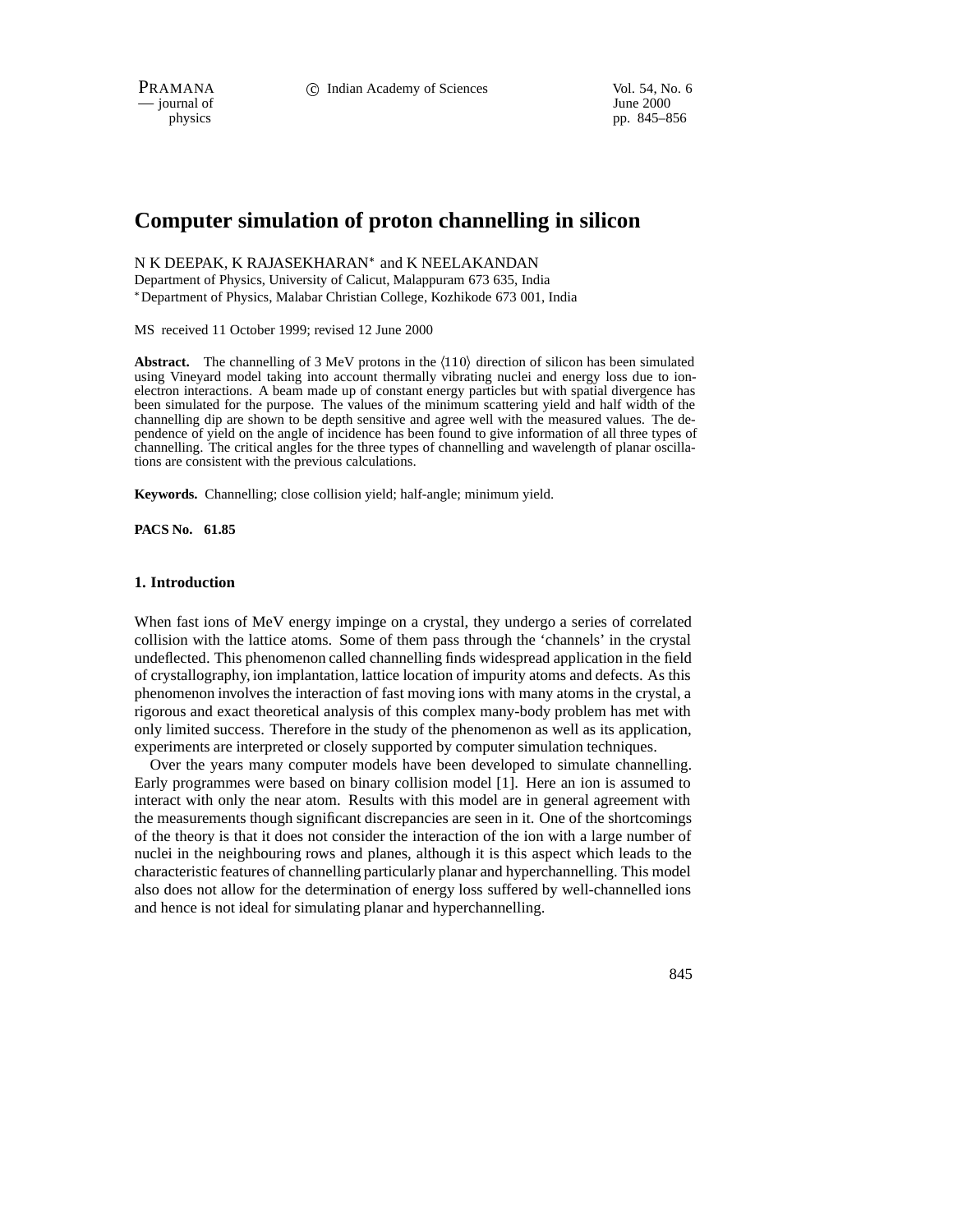# Computer simulation of proton channelling in silicon

N K DEEPAK, K RAJASEKHARAN* and K NEELAKANDAN

Department of Physics, University of Calicut, Malappuram 673 635, India

*Department of Physics, Malabar Christian College, Kozhikode 673 001, India

MS received 11 October 1999; revised 12 June 2000

**Abstract.** The channelling of 3 MeV protons in the $\langle 110 \rangle$ direction of silicon has been simulated using Vineyard model taking into account thermally vibrating nuclei and energy loss due to ion-electron interactions. A beam made up of constant energy particles but with spatial divergence has been simulated for the purpose. The values of the minimum scattering yield and half width of the channelling dip are shown to be depth sensitive and agree well with the measured values. The dependence of yield on the angle of incidence has been found to give information of all three types of channelling. The critical angles for the three types of channelling and wavelength of planar oscillations are consistent with the previous calculations.

**Keywords.** Channelling; close collision yield; half-angle; minimum yield.

**PACS No. 61.85**

## 1. Introduction

When fast ions of MeV energy impinge on a crystal, they undergo a series of correlated collision with the lattice atoms. Some of them pass through the 'channels' in the crystal undeflected. This phenomenon called channelling finds widespread application in the field of crystallography, ion implantation, lattice location of impurity atoms and defects. As this phenomenon involves the interaction of fast moving ions with many atoms in the crystal, a rigorous and exact theoretical analysis of this complex many-body problem has met with only limited success. Therefore in the study of the phenomenon as well as its application, experiments are interpreted or closely supported by computer simulation techniques.

Over the years many computer models have been developed to simulate channelling. Early programmes were based on binary collision model [1]. Here an ion is assumed to interact with only the near atom. Results with this model are in general agreement with the measurements though significant discrepancies are seen in it. One of the shortcomings of the theory is that it does not consider the interaction of the ion with a large number of nuclei in the neighbouring rows and planes, although it is this aspect which leads to the characteristic features of channelling particularly planar and hyperchannelling. This model also does not allow for the determination of energy loss suffered by well-channelled ions and hence is not ideal for simulating planar and hyperchannelling.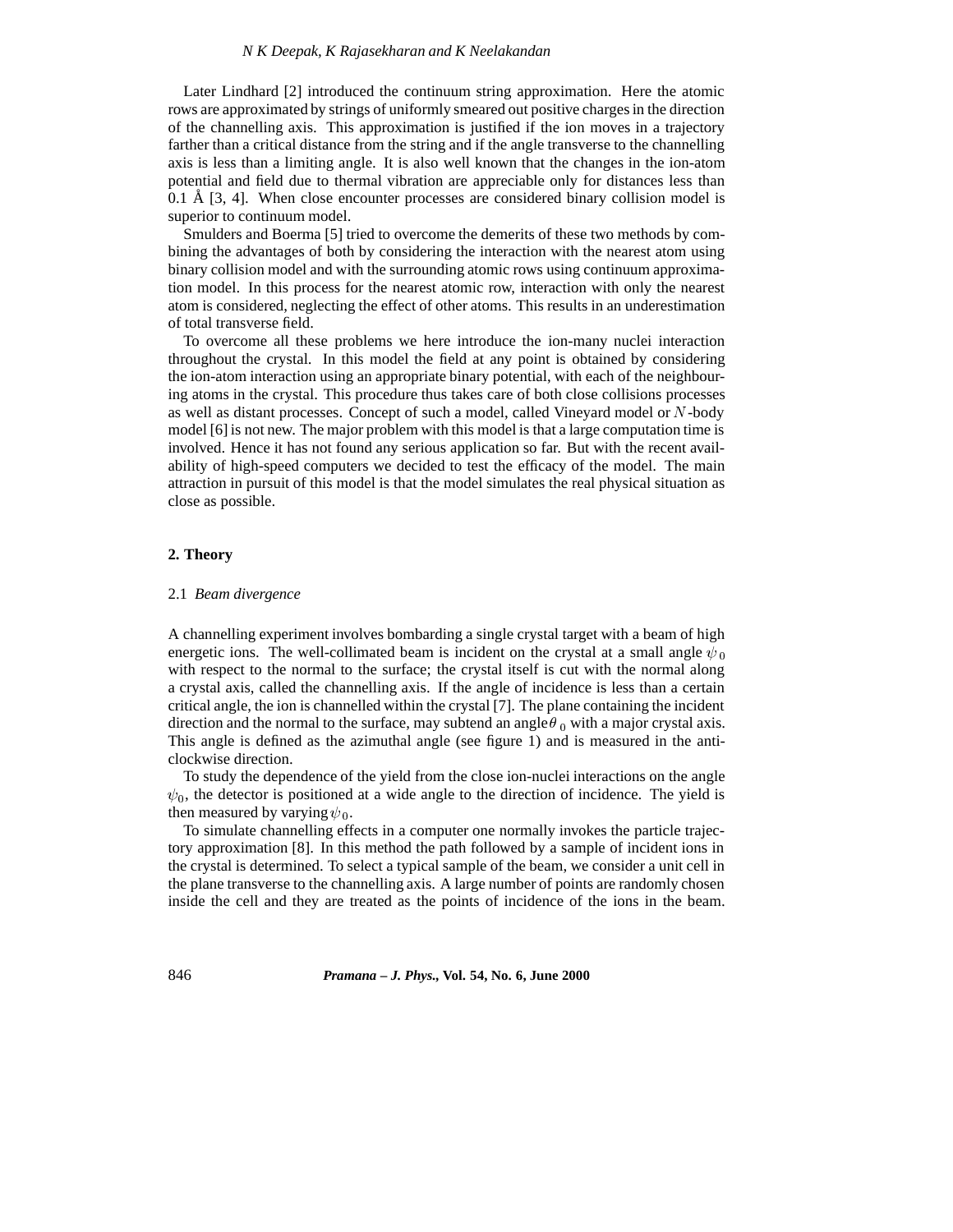Later Lindhard [2] introduced the continuum string approximation. Here the atomic rows are approximated by strings of uniformly smeared out positive charges in the direction of the channelling axis. This approximation is justified if the ion moves in a trajectory farther than a critical distance from the string and if the angle transverse to the channelling axis is less than a limiting angle. It is also well known that the changes in the ion-atom potential and field due to thermal vibration are appreciable only for distances less than 0.1 Å [3, 4]. When close encounter processes are considered binary collision model is superior to continuum model.

Smulders and Boerma [5] tried to overcome the demerits of these two methods by combining the advantages of both by considering the interaction with the nearest atom using binary collision model and with the surrounding atomic rows using continuum approximation model. In this process for the nearest atomic row, interaction with only the nearest atom is considered, neglecting the effect of other atoms. This results in an underestimation of total transverse field.

To overcome all these problems we here introduce the ion-many nuclei interaction throughout the crystal. In this model the field at any point is obtained by considering the ion-atom interaction using an appropriate binary potential, with each of the neighbouring atoms in the crystal. This procedure thus takes care of both close collisions processes as well as distant processes. Concept of such a model, called Vineyard model or $N$-body model [6] is not new. The major problem with this model is that a large computation time is involved. Hence it has not found any serious application so far. But with the recent availability of high-speed computers we decided to test the efficacy of the model. The main attraction in pursuit of this model is that the model simulates the real physical situation as close as possible.

## 2. Theory

### 2.1 *Beam divergence*

A channelling experiment involves bombarding a single crystal target with a beam of high energetic ions. The well-collimated beam is incident on the crystal at a small angle $\psi_0$ with respect to the normal to the surface; the crystal itself is cut with the normal along a crystal axis, called the channelling axis. If the angle of incidence is less than a certain critical angle, the ion is channelled within the crystal [7]. The plane containing the incident direction and the normal to the surface, may subtend an angle $\theta_0$ with a major crystal axis. This angle is defined as the azimuthal angle (see figure 1) and is measured in the anti-clockwise direction.

To study the dependence of the yield from the close ion-nuclei interactions on the angle $\psi_0$, the detector is positioned at a wide angle to the direction of incidence. The yield is then measured by varying $\psi_0$.

To simulate channelling effects in a computer one normally invokes the particle trajectory approximation [8]. In this method the path followed by a sample of incident ions in the crystal is determined. To select a typical sample of the beam, we consider a unit cell in the plane transverse to the channelling axis. A large number of points are randomly chosen inside the cell and they are treated as the points of incidence of the ions in the beam.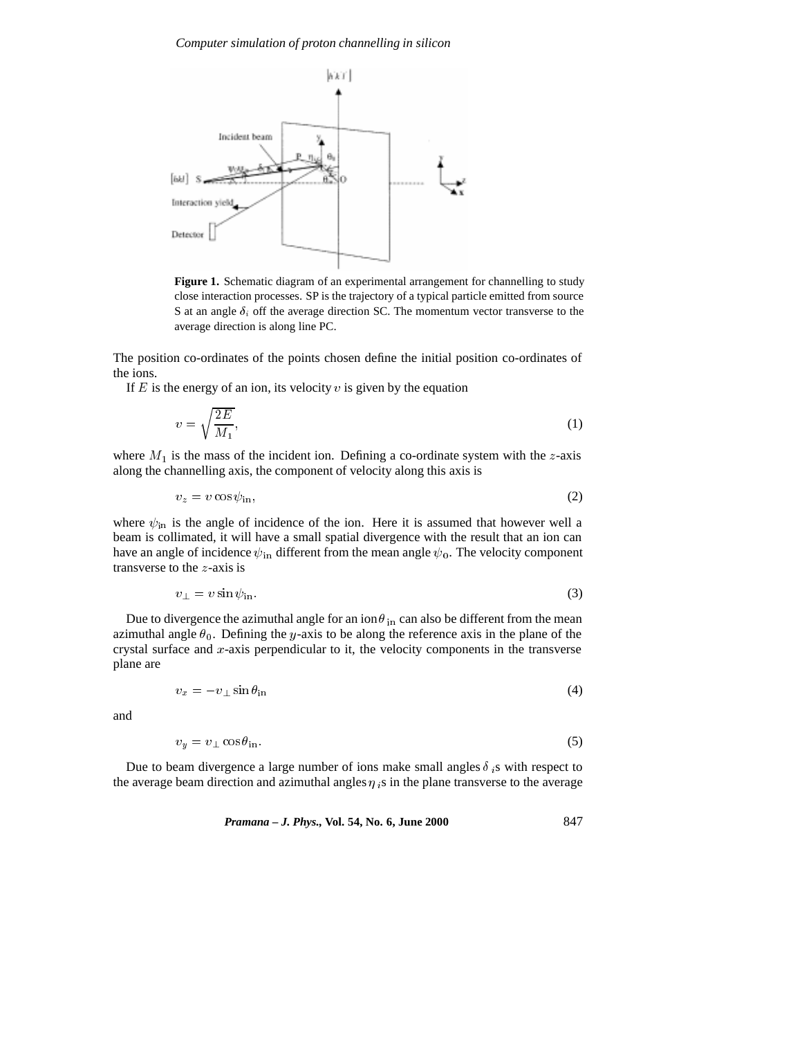**Figure 1.** Schematic diagram of an experimental arrangement for channelling to study close interaction processes. SP is the trajectory of a typical particle emitted from source S at an angle $\delta_i$ off the average direction SC. The momentum vector transverse to the average direction is along line PC.

The position co-ordinates of the points chosen define the initial position co-ordinates of the ions.

If $E$ is the energy of an ion, its velocity $v$ is given by the equation

$$v = \sqrt{\frac{2E}{M_1}}, \tag{1}$$

where $M_1$ is the mass of the incident ion. Defining a co-ordinate system with the $z$-axis along the channelling axis, the component of velocity along this axis is

$$v_z = v \cos\psi_{\text{in}}, \tag{2}$$

where $\psi_{\text{in}}$ is the angle of incidence of the ion. Here it is assumed that however well a beam is collimated, it will have a small spatial divergence with the result that an ion can have an angle of incidence $\psi_{\text{in}}$ different from the mean angle $\psi_0$. The velocity component transverse to the $z$-axis is

$$v_\perp = v \sin\psi_{\text{in}}. \tag{3}$$

Due to divergence the azimuthal angle for an ion $\theta_{\text{in}}$ can also be different from the mean azimuthal angle $\theta_0$. Defining the $y$-axis to be along the reference axis in the plane of the crystal surface and $x$-axis perpendicular to it, the velocity components in the transverse plane are

$$v_x = -v_\perp \sin\theta_{\text{in}} \tag{4}$$

and

$$v_y = v_\perp \cos\theta_{\text{in}}. \tag{5}$$

Due to beam divergence a large number of ions make small angles $\delta_i$s with respect to the average beam direction and azimuthal angles $\eta_i$s in the plane transverse to the average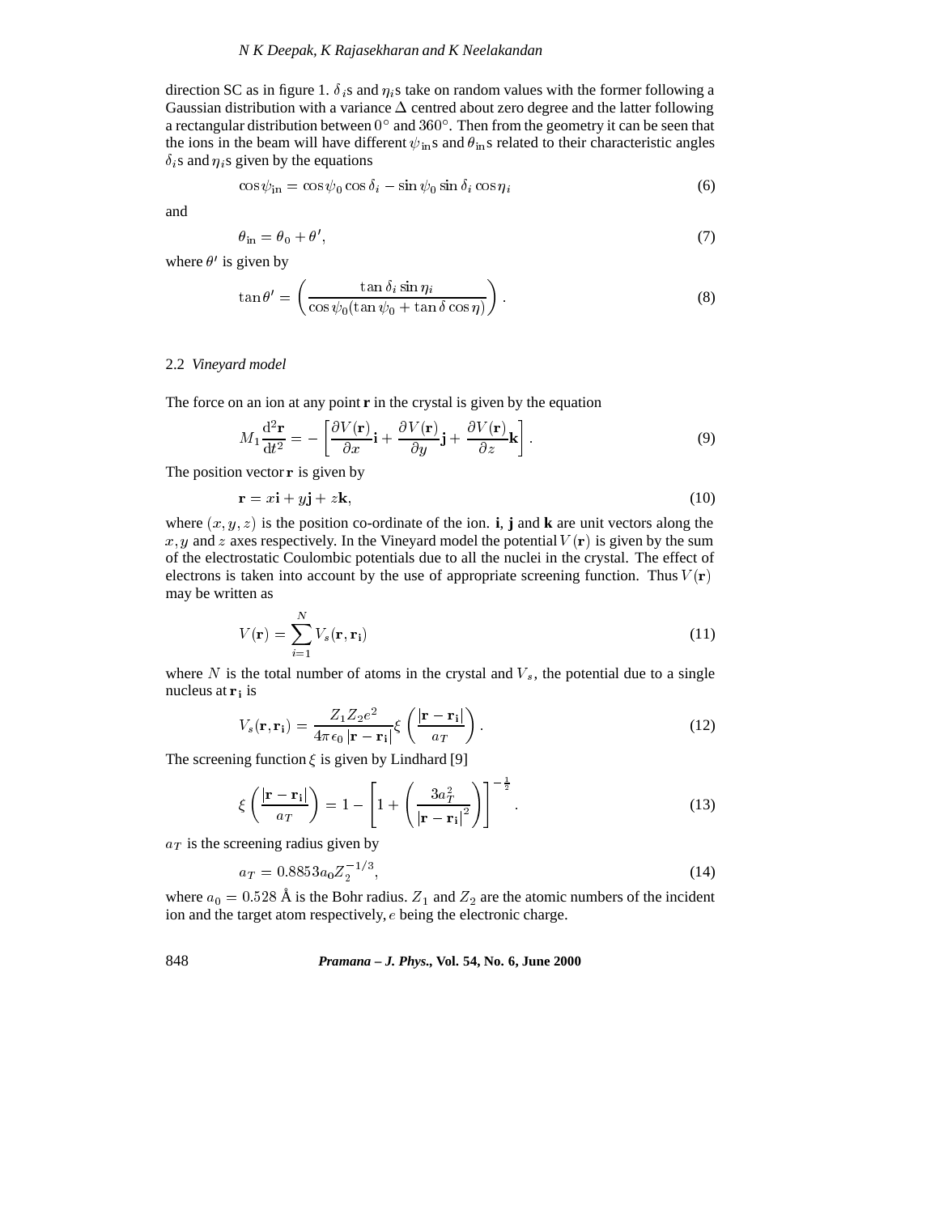direction SC as in figure 1. $\delta_i$s and $\eta_i$s take on random values with the former following a Gaussian distribution with a variance $\Delta$ centred about zero degree and the latter following a rectangular distribution between $0^\circ$ and $360^\circ$. Then from the geometry it can be seen that the ions in the beam will have different $\psi_{\text{in}}$s and $\theta_{\text{in}}$s related to their characteristic angles $\delta_i$s and $\eta_i$s given by the equations

$$\cos\psi_{\text{in}} = \cos\psi_0 \cos\delta_i - \sin\psi_0 \sin\delta_i \cos\eta_i \tag{6}$$

and

$$\theta_{\text{in}} = \theta_0 + \theta', \tag{7}$$

where $\theta'$ is given by

$$\tan\theta' = \left(\frac{\tan\delta_i \sin\eta_i}{\cos\psi_0(\tan\psi_0 + \tan\delta\cos\eta)}\right). \tag{8}$$

### 2.2 *Vineyard model*

The force on an ion at any point $\mathbf{r}$ in the crystal is given by the equation

$$M_1 \frac{\mathrm{d}^2\mathbf{r}}{\mathrm{d}t^2} = -\left[\frac{\partial V(\mathbf{r})}{\partial x}\mathbf{i} + \frac{\partial V(\mathbf{r})}{\partial y}\mathbf{j} + \frac{\partial V(\mathbf{r})}{\partial z}\mathbf{k}\right]. \tag{9}$$

The position vector $\mathbf{r}$ is given by

$$\mathbf{r} = x\mathbf{i} + y\mathbf{j} + z\mathbf{k}, \tag{10}$$

where $(x, y, z)$ is the position co-ordinate of the ion. **i**, **j** and **k** are unit vectors along the $x, y$ and $z$ axes respectively. In the Vineyard model the potential $V(\mathbf{r})$ is given by the sum of the electrostatic Coulombic potentials due to all the nuclei in the crystal. The effect of electrons is taken into account by the use of appropriate screening function. Thus $V(\mathbf{r})$ may be written as

$$V(\mathbf{r}) = \sum_{i=1}^{N} V_s(\mathbf{r}, \mathbf{r_i}) \tag{11}$$

where $N$ is the total number of atoms in the crystal and $V_s$, the potential due to a single nucleus at $\mathbf{r_i}$ is

$$V_s(\mathbf{r}, \mathbf{r_i}) = \frac{Z_1 Z_2 e^2}{4\pi\epsilon_0 |\mathbf{r} - \mathbf{r_i}|}\xi\left(\frac{|\mathbf{r} - \mathbf{r_i}|}{a_T}\right). \tag{12}$$

The screening function $\xi$ is given by Lindhard [9]

$$\xi\left(\frac{|\mathbf{r} - \mathbf{r_i}|}{a_T}\right) = 1 - \left[1 + \left(\frac{3a_T^2}{|\mathbf{r} - \mathbf{r_i}|^2}\right)\right]^{-\frac{1}{2}}. \tag{13}$$

$a_T$ is the screening radius given by

$$a_T = 0.8853 a_0 Z_2^{-1/3}, \tag{14}$$

where $a_0 = 0.528$ Å is the Bohr radius. $Z_1$ and $Z_2$ are the atomic numbers of the incident ion and the target atom respectively, $e$ being the electronic charge.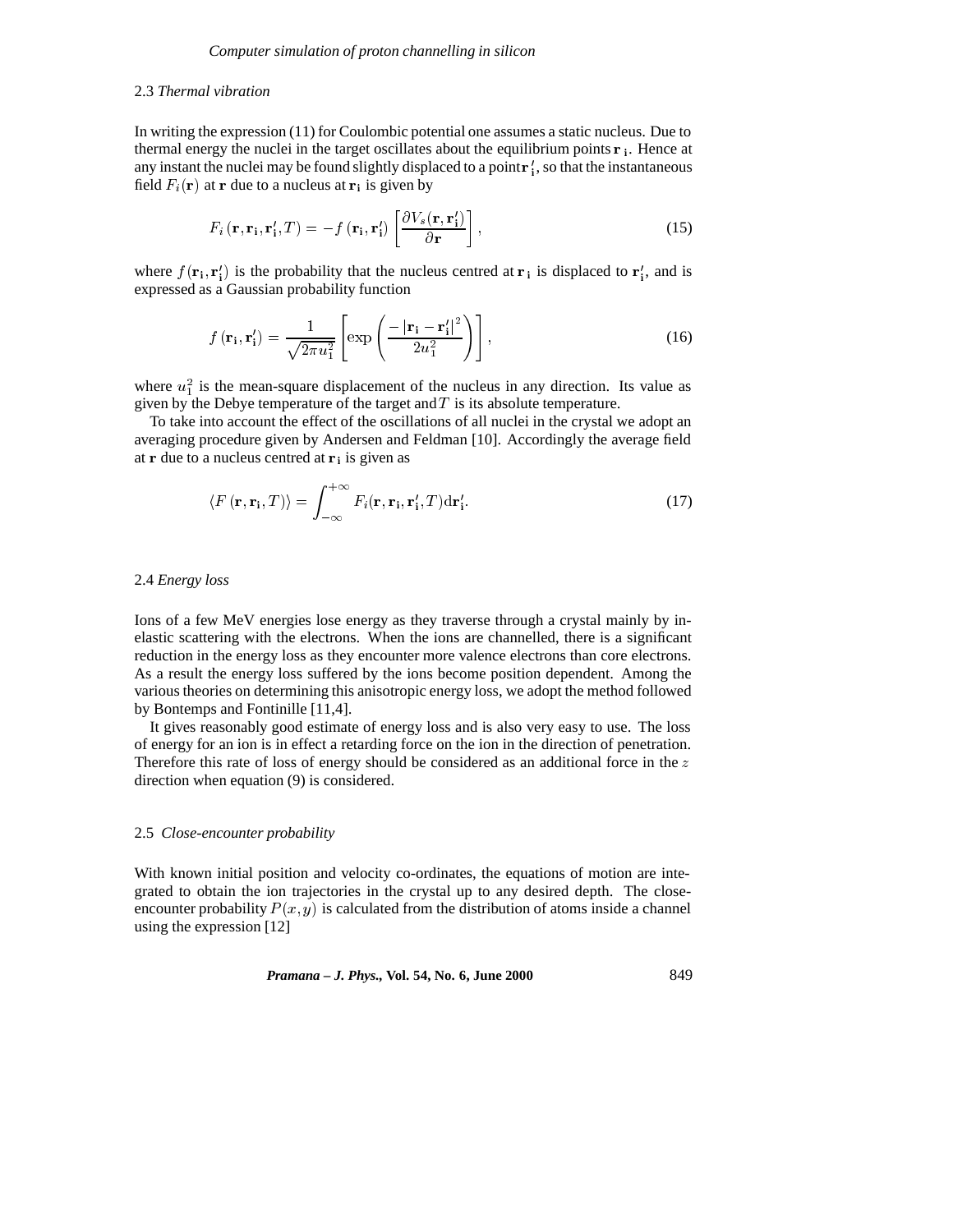### 2.3 *Thermal vibration*

In writing the expression (11) for Coulombic potential one assumes a static nucleus. Due to thermal energy the nuclei in the target oscillates about the equilibrium points $\mathbf{r}_{\mathbf{i}}$. Hence at any instant the nuclei may be found slightly displaced to a point $\mathbf{r}_{\mathbf{i}}'$, so that the instantaneous field $F_i(\mathbf{r})$ at $\mathbf{r}$ due to a nucleus at $\mathbf{r}_{\mathbf{i}}$ is given by

$$F_i\left(\mathbf{r}, \mathbf{r}_{\mathbf{i}}, \mathbf{r}_{\mathbf{i}}', T\right) = -f\left(\mathbf{r}_{\mathbf{i}}, \mathbf{r}_{\mathbf{i}}'\right) \left[\frac{\partial V_s(\mathbf{r}, \mathbf{r}_{\mathbf{i}}')}{\partial \mathbf{r}}\right], \tag{15}$$

where $f(\mathbf{r}_{\mathbf{i}}, \mathbf{r}_{\mathbf{i}}')$ is the probability that the nucleus centred at $\mathbf{r}_{\mathbf{i}}$ is displaced to $\mathbf{r}_{\mathbf{i}}'$, and is expressed as a Gaussian probability function

$$f\left(\mathbf{r}_{\mathbf{i}}, \mathbf{r}_{\mathbf{i}}'\right) = \frac{1}{\sqrt{2\pi u_1^2}} \left[\exp\left(\frac{-\left|\mathbf{r}_{\mathbf{i}} - \mathbf{r}_{\mathbf{i}}'\right|^2}{2u_1^2}\right)\right], \tag{16}$$

where $u_1^2$ is the mean-square displacement of the nucleus in any direction. Its value as given by the Debye temperature of the target and $T$ is its absolute temperature.

To take into account the effect of the oscillations of all nuclei in the crystal we adopt an averaging procedure given by Andersen and Feldman [10]. Accordingly the average field at $\mathbf{r}$ due to a nucleus centred at $\mathbf{r}_{\mathbf{i}}$ is given as

$$\langle F\left(\mathbf{r}, \mathbf{r}_{\mathbf{i}}, T\right)\rangle = \int_{-\infty}^{+\infty} F_i(\mathbf{r}, \mathbf{r}_{\mathbf{i}}, \mathbf{r}_{\mathbf{i}}', T) \mathrm{d}\mathbf{r}_{\mathbf{i}}'. \tag{17}$$

### 2.4 *Energy loss*

Ions of a few MeV energies lose energy as they traverse through a crystal mainly by inelastic scattering with the electrons. When the ions are channelled, there is a significant reduction in the energy loss as they encounter more valence electrons than core electrons. As a result the energy loss suffered by the ions become position dependent. Among the various theories on determining this anisotropic energy loss, we adopt the method followed by Bontemps and Fontinille [11,4].

It gives reasonably good estimate of energy loss and is also very easy to use. The loss of energy for an ion is in effect a retarding force on the ion in the direction of penetration. Therefore this rate of loss of energy should be considered as an additional force in the $z$ direction when equation (9) is considered.

### 2.5 *Close-encounter probability*

With known initial position and velocity co-ordinates, the equations of motion are integrated to obtain the ion trajectories in the crystal up to any desired depth. The close-encounter probability $P(x, y)$ is calculated from the distribution of atoms inside a channel using the expression [12]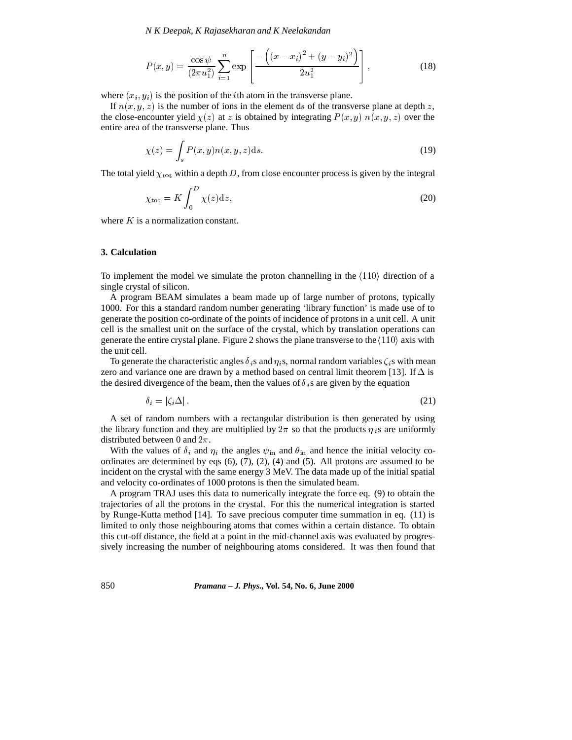$$P(x,y) = \frac{\cos\psi}{(2\pi u_1^2)} \sum_{i=1}^{n} \exp\left[\frac{-\left((x-x_i)^2 + (y-y_i)^2\right)}{2u_1^2}\right], \tag{18}$$

where $(x_i, y_i)$ is the position of the $i$th atom in the transverse plane.

If $n(x,y,z)$ is the number of ions in the element d$s$ of the transverse plane at depth $z$, the close-encounter yield $\chi(z)$ at $z$ is obtained by integrating $P(x,y)\, n(x,y,z)$ over the entire area of the transverse plane. Thus

$$\chi(z) = \int_s P(x,y) n(x,y,z) \mathrm{d}s. \tag{19}$$

The total yield $\chi_{\mathrm{tot}}$ within a depth $D$, from close encounter process is given by the integral

$$\chi_{\mathrm{tot}} = K \int_0^D \chi(z) \mathrm{d}z, \tag{20}$$

where $K$ is a normalization constant.

## 3. Calculation

To implement the model we simulate the proton channelling in the $\langle 110 \rangle$ direction of a single crystal of silicon.

A program BEAM simulates a beam made up of large number of protons, typically 1000. For this a standard random number generating 'library function' is made use of to generate the position co-ordinate of the points of incidence of protons in a unit cell. A unit cell is the smallest unit on the surface of the crystal, which by translation operations can generate the entire crystal plane. Figure 2 shows the plane transverse to the $\langle 110 \rangle$ axis with the unit cell.

To generate the characteristic angles $\delta_i$s and $\eta_i$s, normal random variables $\zeta_i$s with mean zero and variance one are drawn by a method based on central limit theorem [13]. If $\Delta$ is the desired divergence of the beam, then the values of $\delta_i$s are given by the equation

$$\delta_i = |\zeta_i \Delta|. \tag{21}$$

A set of random numbers with a rectangular distribution is then generated by using the library function and they are multiplied by $2\pi$ so that the products $\eta_i$s are uniformly distributed between 0 and $2\pi$.

With the values of $\delta_i$ and $\eta_i$ the angles $\psi_{\mathrm{in}}$ and $\theta_{\mathrm{in}}$ and hence the initial velocity co-ordinates are determined by eqs (6), (7), (2), (4) and (5). All protons are assumed to be incident on the crystal with the same energy 3 MeV. The data made up of the initial spatial and velocity co-ordinates of 1000 protons is then the simulated beam.

A program TRAJ uses this data to numerically integrate the force eq. (9) to obtain the trajectories of all the protons in the crystal. For this the numerical integration is started by Runge-Kutta method [14]. To save precious computer time summation in eq. (11) is limited to only those neighbouring atoms that comes within a certain distance. To obtain this cut-off distance, the field at a point in the mid-channel axis was evaluated by progressively increasing the number of neighbouring atoms considered. It was then found that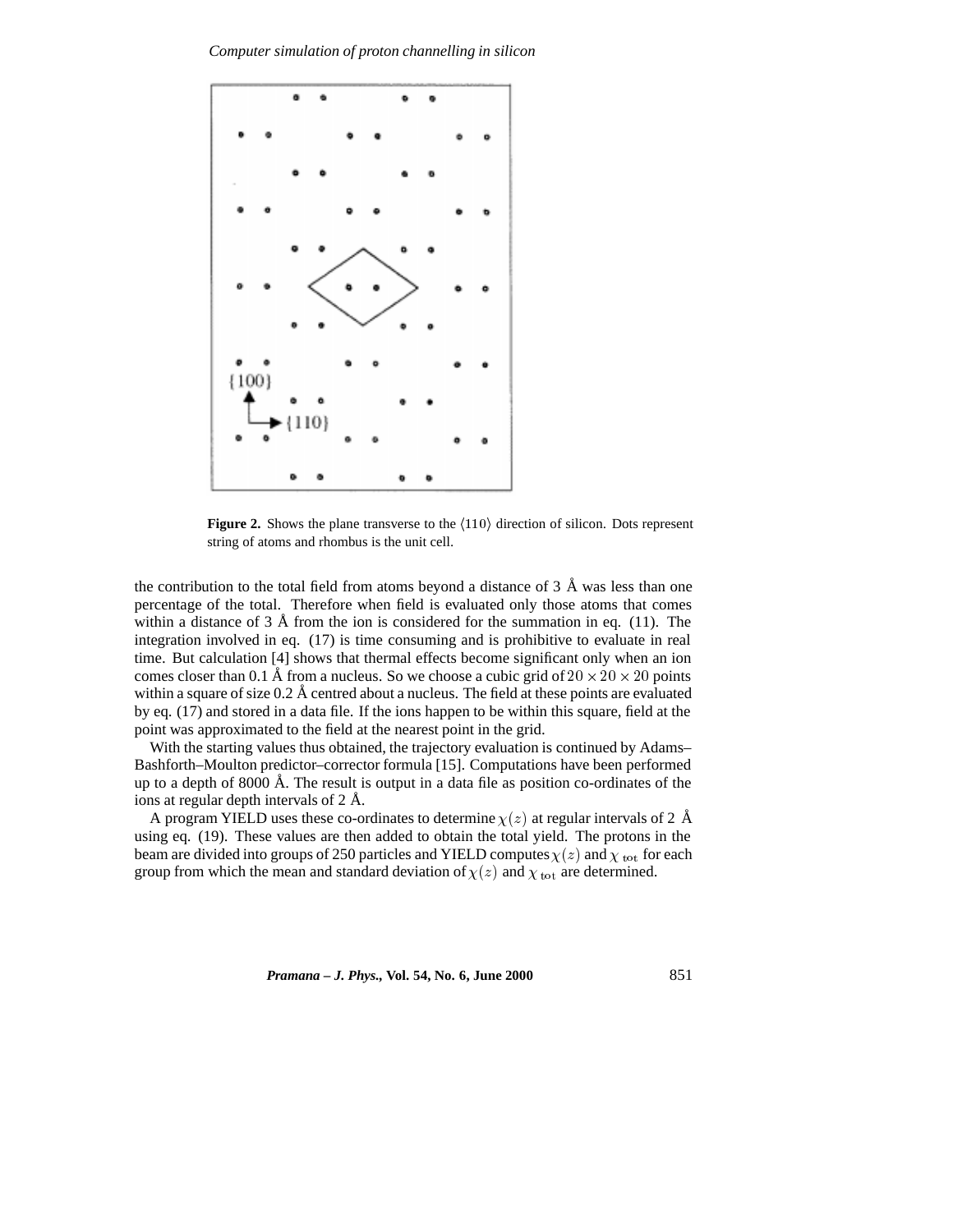**Figure 2.** Shows the plane transverse to the $\langle 110 \rangle$ direction of silicon. Dots represent string of atoms and rhombus is the unit cell.

the contribution to the total field from atoms beyond a distance of 3 Å was less than one percentage of the total. Therefore when field is evaluated only those atoms that comes within a distance of 3 Å from the ion is considered for the summation in eq. (11). The integration involved in eq. (17) is time consuming and is prohibitive to evaluate in real time. But calculation [4] shows that thermal effects become significant only when an ion comes closer than 0.1 Å from a nucleus. So we choose a cubic grid of $20 \times 20 \times 20$ points within a square of size 0.2 Å centred about a nucleus. The field at these points are evaluated by eq. (17) and stored in a data file. If the ions happen to be within this square, field at the point was approximated to the field at the nearest point in the grid.

With the starting values thus obtained, the trajectory evaluation is continued by Adams–Bashforth–Moulton predictor–corrector formula [15]. Computations have been performed up to a depth of 8000 Å. The result is output in a data file as position co-ordinates of the ions at regular depth intervals of 2 Å.

A program YIELD uses these co-ordinates to determine $\chi(z)$ at regular intervals of 2 Å using eq. (19). These values are then added to obtain the total yield. The protons in the beam are divided into groups of 250 particles and YIELD computes $\chi(z)$ and $\chi_{\rm tot}$ for each group from which the mean and standard deviation of $\chi(z)$ and $\chi_{\rm tot}$ are determined.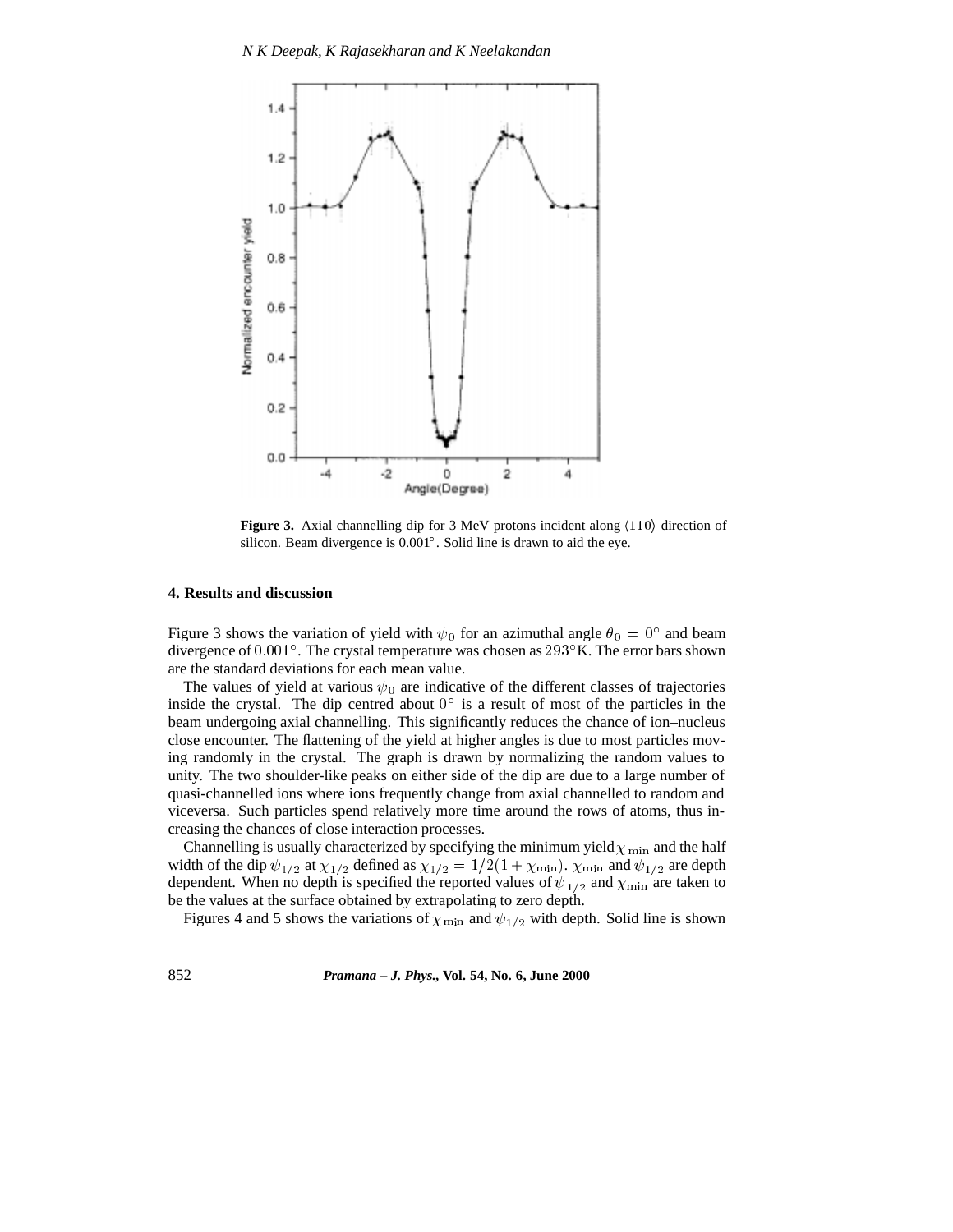**Figure 3.** Axial channelling dip for 3 MeV protons incident along $\langle 110 \rangle$ direction of silicon. Beam divergence is $0.001°$. Solid line is drawn to aid the eye.

## 4. Results and discussion

Figure 3 shows the variation of yield with $\psi_0$ for an azimuthal angle $\theta_0 = 0°$ and beam divergence of $0.001°$. The crystal temperature was chosen as $293°$K. The error bars shown are the standard deviations for each mean value.

The values of yield at various $\psi_0$ are indicative of the different classes of trajectories inside the crystal. The dip centred about $0°$ is a result of most of the particles in the beam undergoing axial channelling. This significantly reduces the chance of ion–nucleus close encounter. The flattening of the yield at higher angles is due to most particles moving randomly in the crystal. The graph is drawn by normalizing the random values to unity. The two shoulder-like peaks on either side of the dip are due to a large number of quasi-channelled ions where ions frequently change from axial channelled to random and viceversa. Such particles spend relatively more time around the rows of atoms, thus increasing the chances of close interaction processes.

Channelling is usually characterized by specifying the minimum yield $\chi_{\min}$ and the half width of the dip $\psi_{1/2}$ at $\chi_{1/2}$ defined as $\chi_{1/2} = 1/2(1 + \chi_{\min})$. $\chi_{\min}$ and $\psi_{1/2}$ are depth dependent. When no depth is specified the reported values of $\psi_{1/2}$ and $\chi_{\min}$ are taken to be the values at the surface obtained by extrapolating to zero depth.

Figures 4 and 5 shows the variations of $\chi_{\min}$ and $\psi_{1/2}$ with depth. Solid line is shown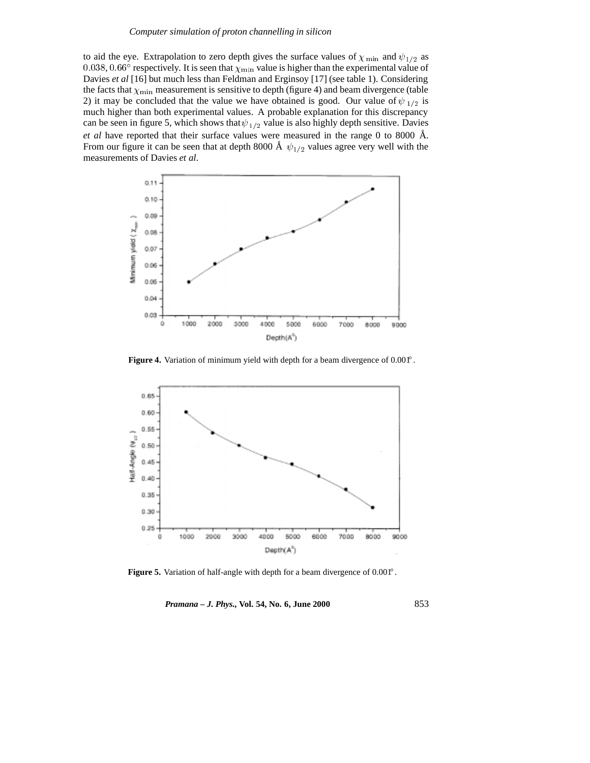to aid the eye. Extrapolation to zero depth gives the surface values of $\chi_{\rm min}$ and $\psi_{1/2}$ as $0.038, 0.66^\circ$ respectively. It is seen that $\chi_{\rm min}$ value is higher than the experimental value of Davies *et al* [16] but much less than Feldman and Erginsoy [17] (see table 1). Considering the facts that $\chi_{\rm min}$ measurement is sensitive to depth (figure 4) and beam divergence (table 2) it may be concluded that the value we have obtained is good. Our value of $\psi_{1/2}$ is much higher than both experimental values. A probable explanation for this discrepancy can be seen in figure 5, which shows that $\psi_{1/2}$ value is also highly depth sensitive. Davies *et al* have reported that their surface values were measured in the range 0 to 8000 Å. From our figure it can be seen that at depth 8000 Å $\psi_{1/2}$ values agree very well with the measurements of Davies *et al*.

**Figure 4.** Variation of minimum yield with depth for a beam divergence of 0.001°.

**Figure 5.** Variation of half-angle with depth for a beam divergence of 0.001°.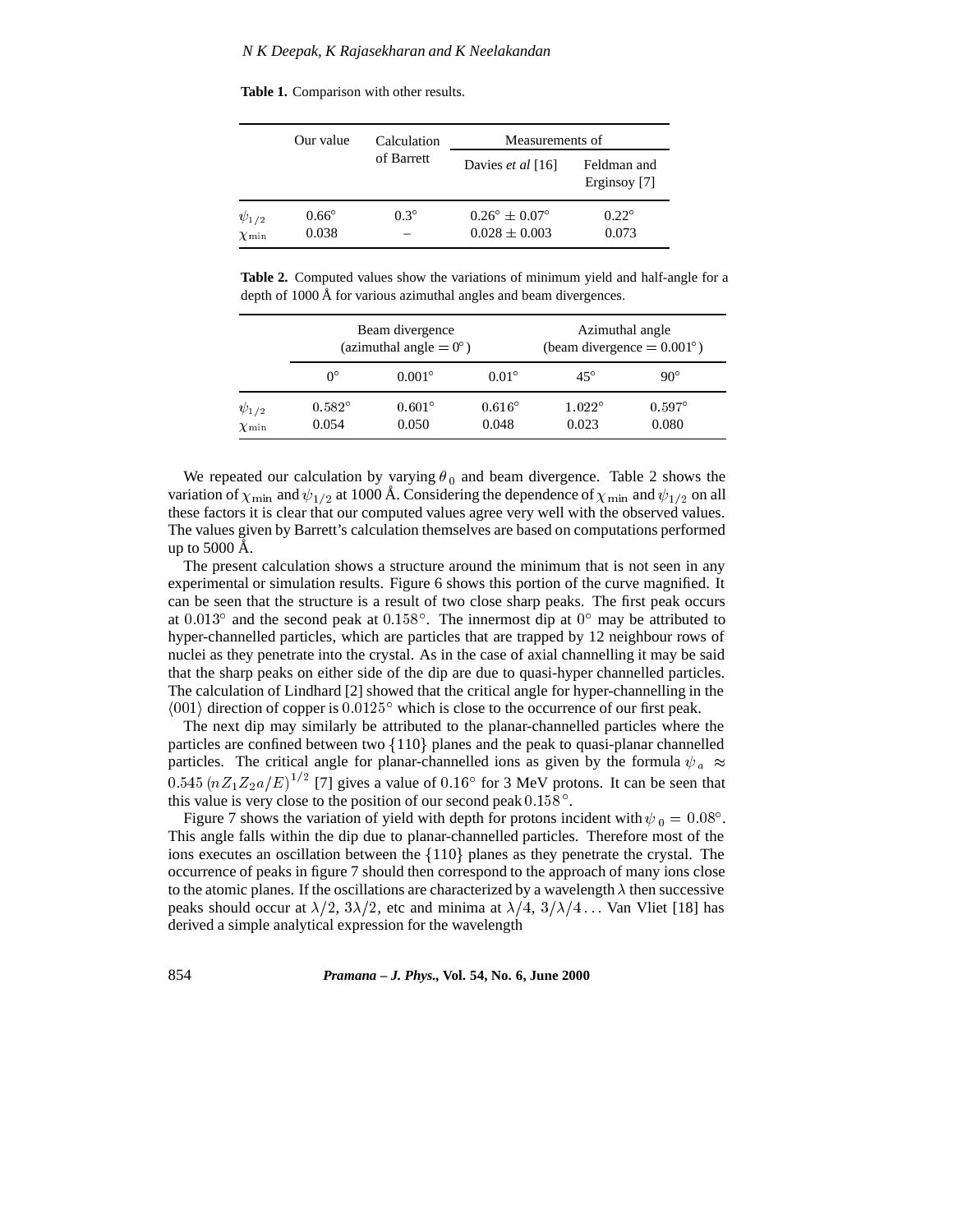**Table 1.** Comparison with other results.

| | Our value | Calculation of Barrett | Measurements of | |
|---|---|---|---|---|
| | | | Davies *et al* [16] | Feldman and Erginsoy [7] |
| $\psi_{1/2}$ | 0.66° | 0.3° | $0.26° \pm 0.07°$ | 0.22° |
| $\chi_{\min}$ | 0.038 | – | $0.028 \pm 0.003$ | 0.073 |

**Table 2.** Computed values show the variations of minimum yield and half-angle for a depth of 1000 Å for various azimuthal angles and beam divergences.

| | Beam divergence (azimuthal angle $= 0°$) | | | Azimuthal angle (beam divergence $= 0.001°$) | |
|---|---|---|---|---|---|
| | $0°$ | $0.001°$ | $0.01°$ | 45° | 90° |
| $\psi_{1/2}$ | $0.582°$ | $0.601°$ | $0.616°$ | $1.022°$ | $0.597°$ |
| $\chi_{\min}$ | 0.054 | 0.050 | 0.048 | 0.023 | 0.080 |

We repeated our calculation by varying $\theta_0$ and beam divergence. Table 2 shows the variation of $\chi_{\min}$ and $\psi_{1/2}$ at 1000 Å. Considering the dependence of $\chi_{\min}$ and $\psi_{1/2}$ on all these factors it is clear that our computed values agree very well with the observed values. The values given by Barrett's calculation themselves are based on computations performed up to 5000 Å.

The present calculation shows a structure around the minimum that is not seen in any experimental or simulation results. Figure 6 shows this portion of the curve magnified. It can be seen that the structure is a result of two close sharp peaks. The first peak occurs at $0.013°$ and the second peak at $0.158°$. The innermost dip at $0°$ may be attributed to hyper-channelled particles, which are particles that are trapped by 12 neighbour rows of nuclei as they penetrate into the crystal. As in the case of axial channelling it may be said that the sharp peaks on either side of the dip are due to quasi-hyper channelled particles. The calculation of Lindhard [2] showed that the critical angle for hyper-channelling in the $\langle 001 \rangle$ direction of copper is $0.0125°$ which is close to the occurrence of our first peak.

The next dip may similarly be attributed to the planar-channelled particles where the particles are confined between two $\{110\}$ planes and the peak to quasi-planar channelled particles. The critical angle for planar-channelled ions as given by the formula $\psi_a \approx 0.545\,(nZ_1Z_2a/E)^{1/2}$ [7] gives a value of $0.16°$ for 3 MeV protons. It can be seen that this value is very close to the position of our second peak $0.158°$.

Figure 7 shows the variation of yield with depth for protons incident with $\psi_0 = 0.08°$. This angle falls within the dip due to planar-channelled particles. Therefore most of the ions executes an oscillation between the $\{110\}$ planes as they penetrate the crystal. The occurrence of peaks in figure 7 should then correspond to the approach of many ions close to the atomic planes. If the oscillations are characterized by a wavelength $\lambda$ then successive peaks should occur at $\lambda/2$, $3\lambda/2$, etc and minima at $\lambda/4$, $3/\lambda/4\ldots$ Van Vliet [18] has derived a simple analytical expression for the wavelength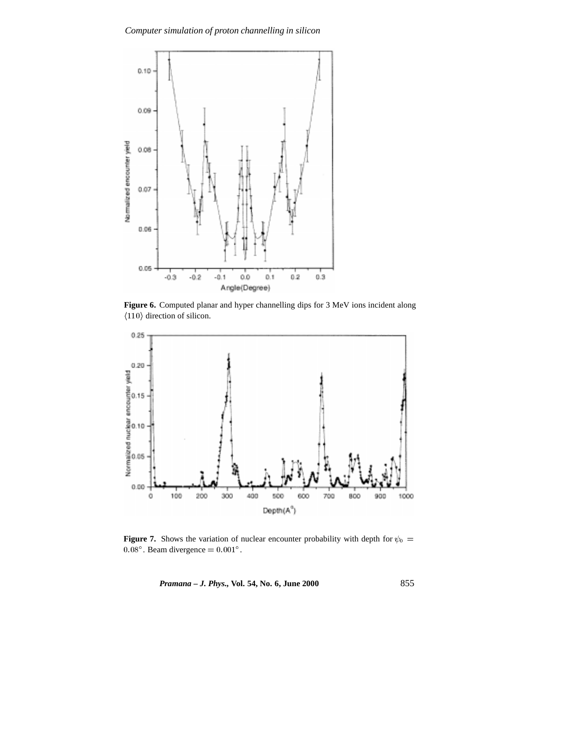**Figure 6.** Computed planar and hyper channelling dips for 3 MeV ions incident along $\langle 110 \rangle$ direction of silicon.

**Figure 7.** Shows the variation of nuclear encounter probability with depth for $\psi_0 = 0.08^\circ$. Beam divergence $= 0.001^\circ$.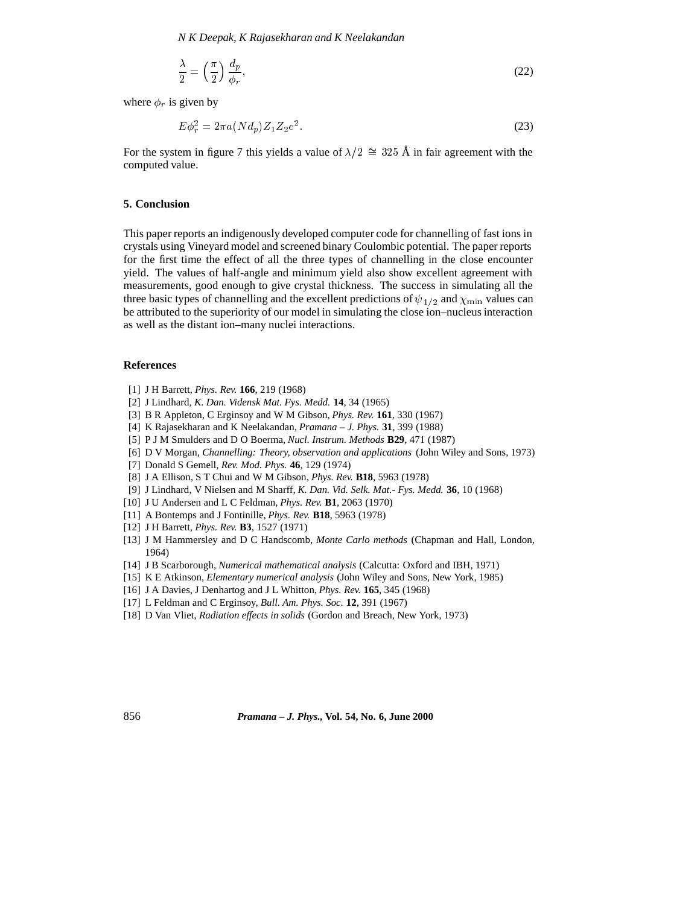$$\frac{\lambda}{2} = \left(\frac{\pi}{2}\right)\frac{d_p}{\phi_r}, \tag{22}$$

where $\phi_r$ is given by

$$E\phi_r^2 = 2\pi a(Nd_p)Z_1Z_2e^2. \tag{23}$$

For the system in figure 7 this yields a value of $\lambda/2 \cong 325$ Å in fair agreement with the computed value.

## 5. Conclusion

This paper reports an indigenously developed computer code for channelling of fast ions in crystals using Vineyard model and screened binary Coulombic potential. The paper reports for the first time the effect of all the three types of channelling in the close encounter yield. The values of half-angle and minimum yield also show excellent agreement with measurements, good enough to give crystal thickness. The success in simulating all the three basic types of channelling and the excellent predictions of $\psi_{1/2}$ and $\chi_{\min}$ values can be attributed to the superiority of our model in simulating the close ion–nucleus interaction as well as the distant ion–many nuclei interactions.

## References

[1] J H Barrett, *Phys. Rev.* **166**, 219 (1968)
[2] J Lindhard, *K. Dan. Vidensk Mat. Fys. Medd.* **14**, 34 (1965)
[3] B R Appleton, C Erginsoy and W M Gibson, *Phys. Rev.* **161**, 330 (1967)
[4] K Rajasekharan and K Neelakandan, *Pramana – J. Phys.* **31**, 399 (1988)
[5] P J M Smulders and D O Boerma, *Nucl. Instrum. Methods* **B29**, 471 (1987)
[6] D V Morgan, *Channelling: Theory, observation and applications* (John Wiley and Sons, 1973)
[7] Donald S Gemell, *Rev. Mod. Phys.* **46**, 129 (1974)
[8] J A Ellison, S T Chui and W M Gibson, *Phys. Rev.* **B18**, 5963 (1978)
[9] J Lindhard, V Nielsen and M Sharff, *K. Dan. Vid. Selk. Mat.- Fys. Medd.* **36**, 10 (1968)
[10] J U Andersen and L C Feldman, *Phys. Rev.* **B1**, 2063 (1970)
[11] A Bontemps and J Fontinille, *Phys. Rev.* **B18**, 5963 (1978)
[12] J H Barrett, *Phys. Rev.* **B3**, 1527 (1971)
[13] J M Hammersley and D C Handscomb, *Monte Carlo methods* (Chapman and Hall, London, 1964)
[14] J B Scarborough, *Numerical mathematical analysis* (Calcutta: Oxford and IBH, 1971)
[15] K E Atkinson, *Elementary numerical analysis* (John Wiley and Sons, New York, 1985)
[16] J A Davies, J Denhartog and J L Whitton, *Phys. Rev.* **165**, 345 (1968)
[17] L Feldman and C Erginsoy, *Bull. Am. Phys. Soc.* **12**, 391 (1967)
[18] D Van Vliet, *Radiation effects in solids* (Gordon and Breach, New York, 1973)